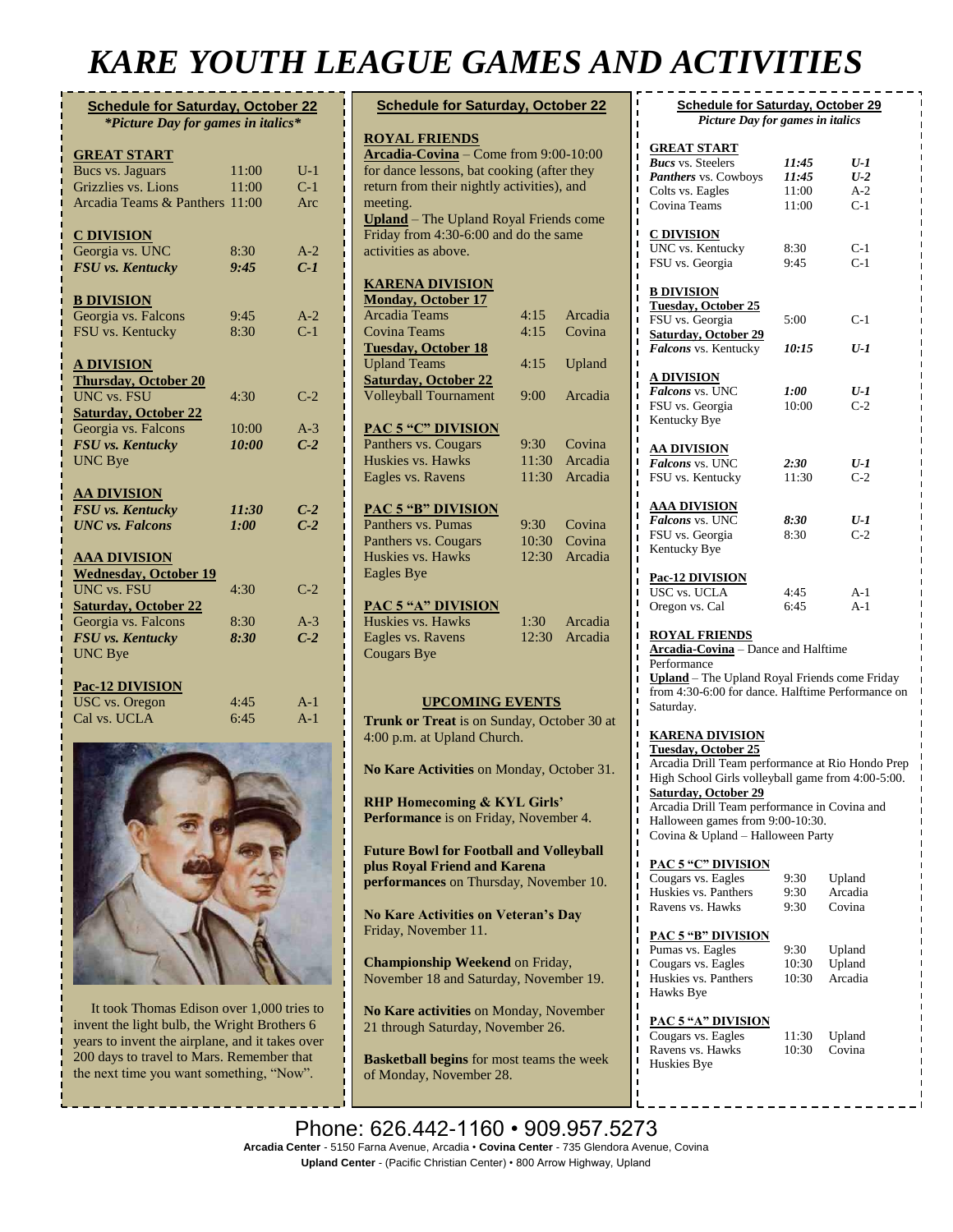# KARE YOUTH LEAGUE GAMES AND ACTIVITIES

## Schedule for Saturday, October 22

*\*Picture Day for games in italics\**

**GREAT START**

| | | |
|---|---|---|
| Bucs vs. Jaguars | 11:00 | U-1 |
| Grizzlies vs. Lions | 11:00 | C-1 |
| Arcadia Teams & Panthers | 11:00 | Arc |

**C DIVISION**

| | | |
|---|---|---|
| Georgia vs. UNC | 8:30 | A-2 |
| *FSU vs. Kentucky* | *9:45* | *C-1* |

**B DIVISION**

| | | |
|---|---|---|
| Georgia vs. Falcons | 9:45 | A-2 |
| FSU vs. Kentucky | 8:30 | C-1 |

**A DIVISION**

**Thursday, October 20**

| | | |
|---|---|---|
| UNC vs. FSU | 4:30 | C-2 |

**Saturday, October 22**

| | | |
|---|---|---|
| Georgia vs. Falcons | 10:00 | A-3 |
| *FSU vs. Kentucky* | *10:00* | *C-2* |
| UNC Bye | | |

**AA DIVISION**

| | | |
|---|---|---|
| *FSU vs. Kentucky* | *11:30* | *C-2* |
| *UNC vs. Falcons* | *1:00* | *C-2* |

**AAA DIVISION**

**Wednesday, October 19**

| | | |
|---|---|---|
| UNC vs. FSU | 4:30 | C-2 |

**Saturday, October 22**

| | | |
|---|---|---|
| Georgia vs. Falcons | 8:30 | A-3 |
| *FSU vs. Kentucky* | *8:30* | *C-2* |
| UNC Bye | | |

**Pac-12 DIVISION**

| | | |
|---|---|---|
| USC vs. Oregon | 4:45 | A-1 |
| Cal vs. UCLA | 6:45 | A-1 |

It took Thomas Edison over 1,000 tries to invent the light bulb, the Wright Brothers 6 years to invent the airplane, and it takes over 200 days to travel to Mars. Remember that the next time you want something, "Now".

## Schedule for Saturday, October 22

**ROYAL FRIENDS**

**Arcadia-Covina** – Come from 9:00-10:00 for dance lessons, bat cooking (after they return from their nightly activities), and meeting.

**Upland** – The Upland Royal Friends come Friday from 4:30-6:00 and do the same activities as above.

**KARENA DIVISION**

**Monday, October 17**

| | | |
|---|---|---|
| Arcadia Teams | 4:15 | Arcadia |
| Covina Teams | 4:15 | Covina |

**Tuesday, October 18**

| | | |
|---|---|---|
| Upland Teams | 4:15 | Upland |

**Saturday, October 22**

| | | |
|---|---|---|
| Volleyball Tournament | 9:00 | Arcadia |

**PAC 5 "C" DIVISION**

| | | |
|---|---|---|
| Panthers vs. Cougars | 9:30 | Covina |
| Huskies vs. Hawks | 11:30 | Arcadia |
| Eagles vs. Ravens | 11:30 | Arcadia |

**PAC 5 "B" DIVISION**

| | | |
|---|---|---|
| Panthers vs. Pumas | 9:30 | Covina |
| Panthers vs. Cougars | 10:30 | Covina |
| Huskies vs. Hawks | 12:30 | Arcadia |
| Eagles Bye | | |

**PAC 5 "A" DIVISION**

| | | |
|---|---|---|
| Huskies vs. Hawks | 1:30 | Arcadia |
| Eagles vs. Ravens | 12:30 | Arcadia |
| Cougars Bye | | |

**UPCOMING EVENTS**

**Trunk or Treat** is on Sunday, October 30 at 4:00 p.m. at Upland Church.

**No Kare Activities** on Monday, October 31.

**RHP Homecoming & KYL Girls' Performance** is on Friday, November 4.

**Future Bowl for Football and Volleyball plus Royal Friend and Karena performances** on Thursday, November 10.

**No Kare Activities on Veteran's Day** Friday, November 11.

**Championship Weekend** on Friday, November 18 and Saturday, November 19.

**No Kare activities** on Monday, November 21 through Saturday, November 26.

**Basketball begins** for most teams the week of Monday, November 28.

## Schedule for Saturday, October 29

*Picture Day for games in italics*

**GREAT START**

| | | |
|---|---|---|
| ***Bucs*** vs. Steelers | *11:45* | *U-1* |
| ***Panthers*** vs. Cowboys | *11:45* | *U-2* |
| Colts vs. Eagles | 11:00 | A-2 |
| Covina Teams | 11:00 | C-1 |

**C DIVISION**

| | | |
|---|---|---|
| UNC vs. Kentucky | 8:30 | C-1 |
| FSU vs. Georgia | 9:45 | C-1 |

**B DIVISION**

**Tuesday, October 25**

| | | |
|---|---|---|
| FSU vs. Georgia | 5:00 | C-1 |

**Saturday, October 29**

| | | |
|---|---|---|
| ***Falcons*** vs. Kentucky | *10:15* | *U-1* |

**A DIVISION**

| | | |
|---|---|---|
| ***Falcons*** vs. UNC | *1:00* | *U-1* |
| FSU vs. Georgia | 10:00 | C-2 |
| Kentucky Bye | | |

**AA DIVISION**

| | | |
|---|---|---|
| ***Falcons*** vs. UNC | *2:30* | *U-1* |
| FSU vs. Kentucky | 11:30 | C-2 |

**AAA DIVISION**

| | | |
|---|---|---|
| ***Falcons*** vs. UNC | *8:30* | *U-1* |
| FSU vs. Georgia | 8:30 | C-2 |
| Kentucky Bye | | |

**Pac-12 DIVISION**

| | | |
|---|---|---|
| USC vs. UCLA | 4:45 | A-1 |
| Oregon vs. Cal | 6:45 | A-1 |

**ROYAL FRIENDS**

**Arcadia-Covina** – Dance and Halftime Performance

**Upland** – The Upland Royal Friends come Friday from 4:30-6:00 for dance. Halftime Performance on Saturday.

**KARENA DIVISION**

**Tuesday, October 25**

Arcadia Drill Team performance at Rio Hondo Prep High School Girls volleyball game from 4:00-5:00.

**Saturday, October 29**

Arcadia Drill Team performance in Covina and Halloween games from 9:00-10:30.

Covina & Upland – Halloween Party

**PAC 5 "C" DIVISION**

| | | |
|---|---|---|
| Cougars vs. Eagles | 9:30 | Upland |
| Huskies vs. Panthers | 9:30 | Arcadia |
| Ravens vs. Hawks | 9:30 | Covina |

**PAC 5 "B" DIVISION**

| | | |
|---|---|---|
| Pumas vs. Eagles | 9:30 | Upland |
| Cougars vs. Eagles | 10:30 | Upland |
| Huskies vs. Panthers | 10:30 | Arcadia |
| Hawks Bye | | |

**PAC 5 "A" DIVISION**

| | | |
|---|---|---|
| Cougars vs. Eagles | 11:30 | Upland |
| Ravens vs. Hawks | 10:30 | Covina |
| Huskies Bye | | |

Phone: 626.442-1160 • 909.957.5273

**Arcadia Center** - 5150 Farna Avenue, Arcadia • **Covina Center** - 735 Glendora Avenue, Covina

**Upland Center** - (Pacific Christian Center) • 800 Arrow Highway, Upland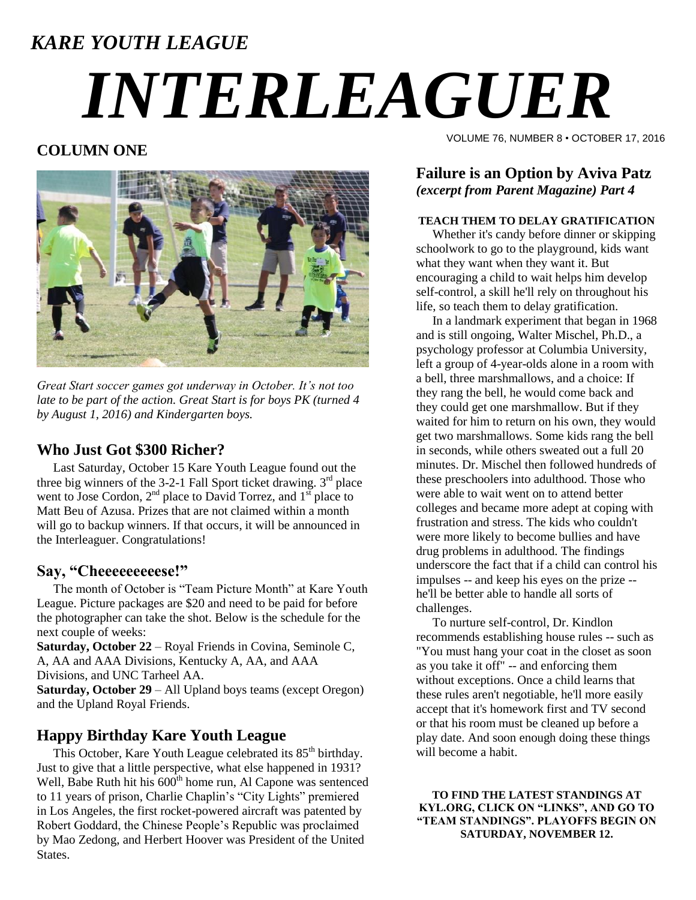# KARE YOUTH LEAGUE

# INTERLEAGUER

VOLUME 76, NUMBER 8 • OCTOBER 17, 2016

## COLUMN ONE

*Great Start soccer games got underway in October. It's not too late to be part of the action. Great Start is for boys PK (turned 4 by August 1, 2016) and Kindergarten boys.*

### Who Just Got $300 Richer?

Last Saturday, October 15 Kare Youth League found out the three big winners of the 3-2-1 Fall Sport ticket drawing. 3rd place went to Jose Cordon, 2nd place to David Torrez, and 1st place to Matt Beu of Azusa. Prizes that are not claimed within a month will go to backup winners. If that occurs, it will be announced in the Interleaguer. Congratulations!

### Say, "Cheeeeeeeeese!"

The month of October is "Team Picture Month" at Kare Youth League. Picture packages are $20 and need to be paid for before the photographer can take the shot. Below is the schedule for the next couple of weeks:

**Saturday, October 22** – Royal Friends in Covina, Seminole C, A, AA and AAA Divisions, Kentucky A, AA, and AAA Divisions, and UNC Tarheel AA.

**Saturday, October 29** – All Upland boys teams (except Oregon) and the Upland Royal Friends.

### Happy Birthday Kare Youth League

This October, Kare Youth League celebrated its 85th birthday. Just to give that a little perspective, what else happened in 1931? Well, Babe Ruth hit his 600th home run, Al Capone was sentenced to 11 years of prison, Charlie Chaplin's "City Lights" premiered in Los Angeles, the first rocket-powered aircraft was patented by Robert Goddard, the Chinese People's Republic was proclaimed by Mao Zedong, and Herbert Hoover was President of the United States.

## Failure is an Option by Aviva Patz

***(excerpt from Parent Magazine) Part 4***

**TEACH THEM TO DELAY GRATIFICATION**

Whether it's candy before dinner or skipping schoolwork to go to the playground, kids want what they want when they want it. But encouraging a child to wait helps him develop self-control, a skill he'll rely on throughout his life, so teach them to delay gratification.

In a landmark experiment that began in 1968 and is still ongoing, Walter Mischel, Ph.D., a psychology professor at Columbia University, left a group of 4-year-olds alone in a room with a bell, three marshmallows, and a choice: If they rang the bell, he would come back and they could get one marshmallow. But if they waited for him to return on his own, they would get two marshmallows. Some kids rang the bell in seconds, while others sweated out a full 20 minutes. Dr. Mischel then followed hundreds of these preschoolers into adulthood. Those who were able to wait went on to attend better colleges and became more adept at coping with frustration and stress. The kids who couldn't were more likely to become bullies and have drug problems in adulthood. The findings underscore the fact that if a child can control his impulses -- and keep his eyes on the prize -- he'll be better able to handle all sorts of challenges.

To nurture self-control, Dr. Kindlon recommends establishing house rules -- such as "You must hang your coat in the closet as soon as you take it off" -- and enforcing them without exceptions. Once a child learns that these rules aren't negotiable, he'll more easily accept that it's homework first and TV second or that his room must be cleaned up before a play date. And soon enough doing these things will become a habit.

**TO FIND THE LATEST STANDINGS AT KYL.ORG, CLICK ON "LINKS", AND GO TO "TEAM STANDINGS". PLAYOFFS BEGIN ON SATURDAY, NOVEMBER 12.**